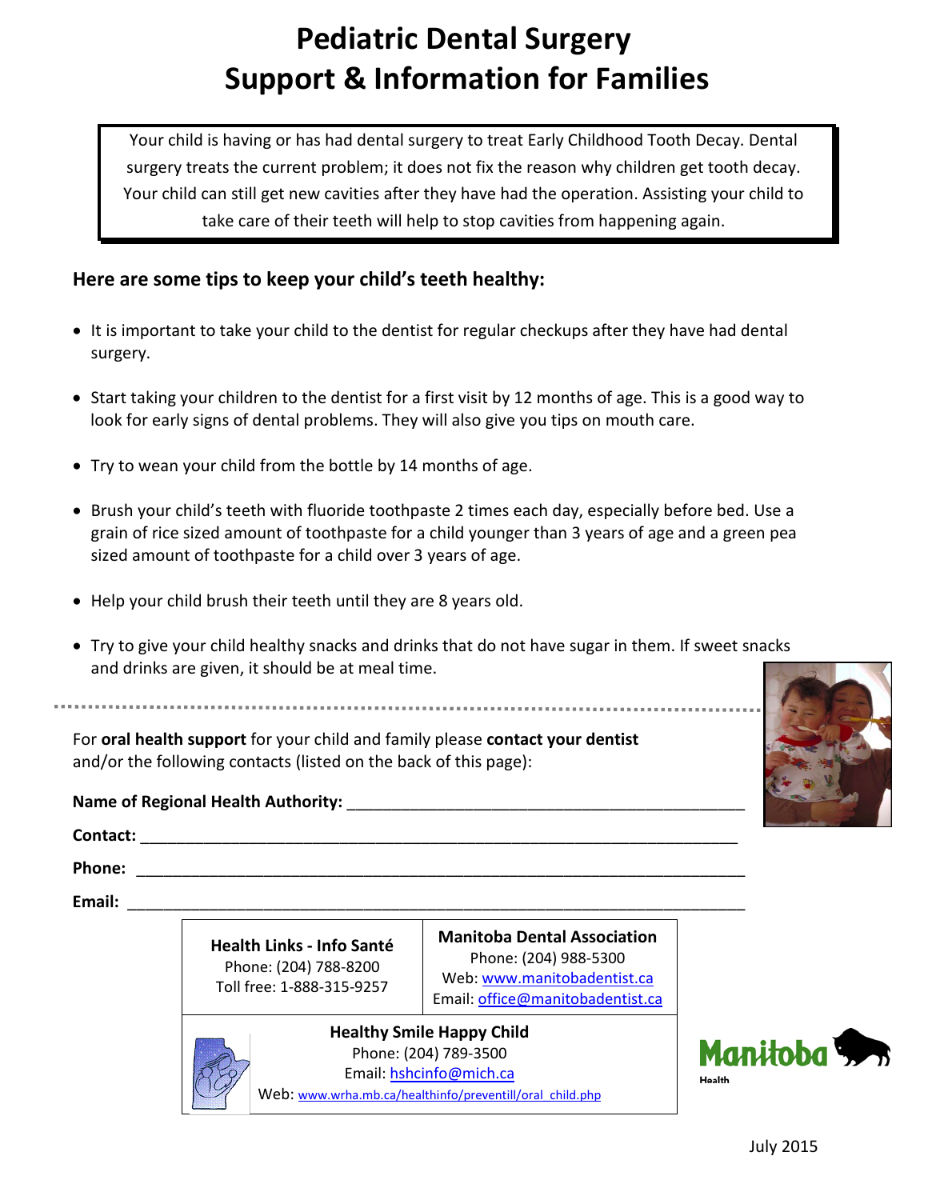# Pediatric Dental Surgery
# Support & Information for Families

Your child is having or has had dental surgery to treat Early Childhood Tooth Decay. Dental surgery treats the current problem; it does not fix the reason why children get tooth decay. Your child can still get new cavities after they have had the operation. Assisting your child to take care of their teeth will help to stop cavities from happening again.

## Here are some tips to keep your child's teeth healthy:

- It is important to take your child to the dentist for regular checkups after they have had dental surgery.
- Start taking your children to the dentist for a first visit by 12 months of age. This is a good way to look for early signs of dental problems. They will also give you tips on mouth care.
- Try to wean your child from the bottle by 14 months of age.
- Brush your child's teeth with fluoride toothpaste 2 times each day, especially before bed. Use a grain of rice sized amount of toothpaste for a child younger than 3 years of age and a green pea sized amount of toothpaste for a child over 3 years of age.
- Help your child brush their teeth until they are 8 years old.
- Try to give your child healthy snacks and drinks that do not have sugar in them. If sweet snacks and drinks are given, it should be at meal time.

---

For **oral health support** for your child and family please **contact your dentist** and/or the following contacts (listed on the back of this page):

**Name of Regional Health Authority:** ____________________________________________

**Contact:** ____________________________________________

**Phone:** ____________________________________________

**Email:** ____________________________________________

| **Health Links - Info Santé**<br>Phone: (204) 788-8200<br>Toll free: 1-888-315-9257 | **Manitoba Dental Association**<br>Phone: (204) 988-5300<br>Web: www.manitobadentist.ca<br>Email: office@manitobadentist.ca |
|---|---|

**Healthy Smile Happy Child**
Phone: (204) 789-3500
Email: hshcinfo@mich.ca
Web: www.wrha.mb.ca/healthinfo/preventill/oral_child.php

Manitoba Health

July 2015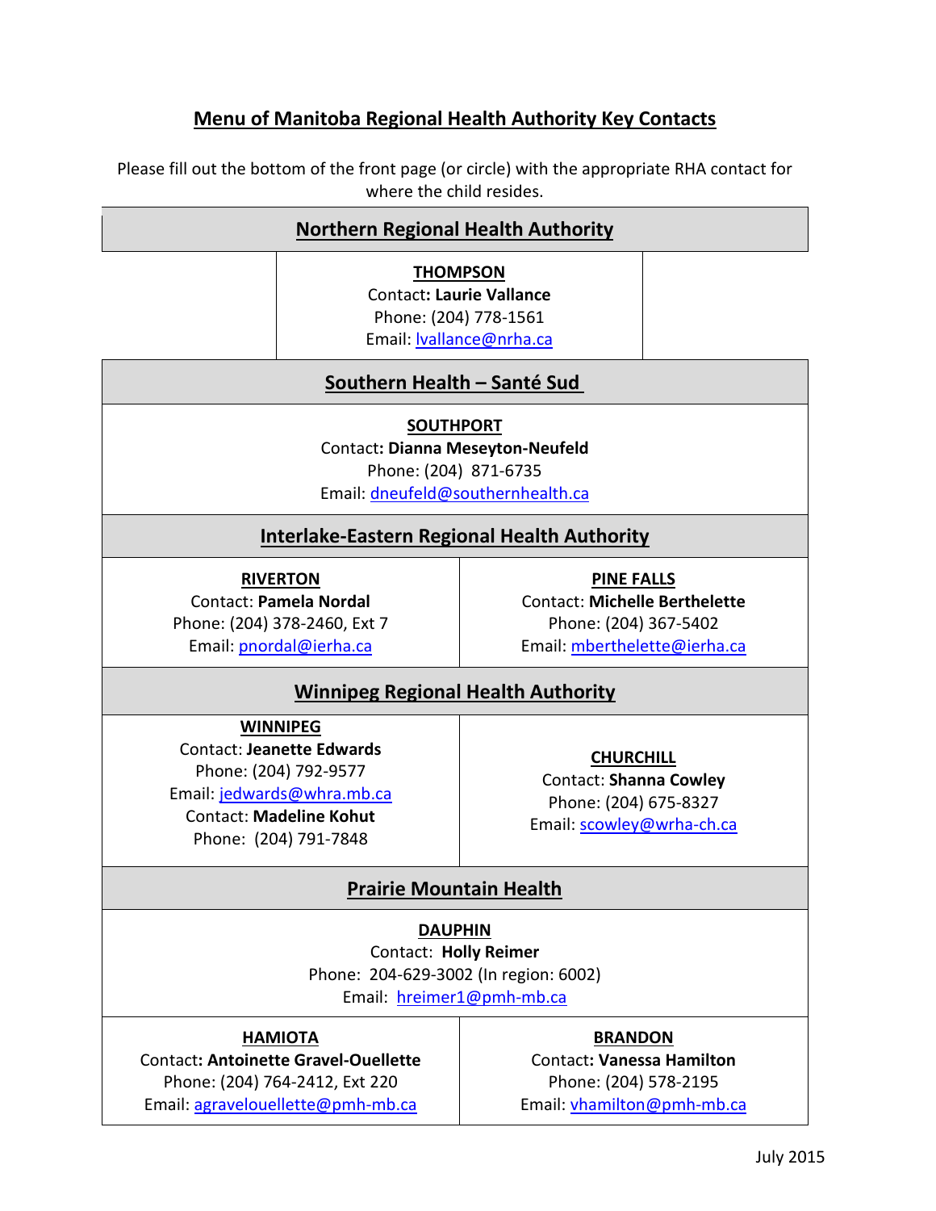# Menu of Manitoba Regional Health Authority Key Contacts

Please fill out the bottom of the front page (or circle) with the appropriate RHA contact for where the child resides.

## Northern Regional Health Authority

**THOMPSON**
Contact: **Laurie Vallance**
Phone: (204) 778-1561
Email: lvallance@nrha.ca

## Southern Health – Santé Sud

**SOUTHPORT**
Contact: **Dianna Meseyton-Neufeld**
Phone: (204) 871-6735
Email: dneufeld@southernhealth.ca

## Interlake-Eastern Regional Health Authority

**RIVERTON**
Contact: **Pamela Nordal**
Phone: (204) 378-2460, Ext 7
Email: pnordal@ierha.ca

**PINE FALLS**
Contact: **Michelle Berthelette**
Phone: (204) 367-5402
Email: mberthelette@ierha.ca

## Winnipeg Regional Health Authority

**WINNIPEG**
Contact: **Jeanette Edwards**
Phone: (204) 792-9577
Email: jedwards@whra.mb.ca
Contact: **Madeline Kohut**
Phone: (204) 791-7848

**CHURCHILL**
Contact: **Shanna Cowley**
Phone: (204) 675-8327
Email: scowley@wrha-ch.ca

## Prairie Mountain Health

**DAUPHIN**
Contact: **Holly Reimer**
Phone: 204-629-3002 (In region: 6002)
Email: hreimer1@pmh-mb.ca

**HAMIOTA**
Contact: **Antoinette Gravel-Ouellette**
Phone: (204) 764-2412, Ext 220
Email: agravelouellette@pmh-mb.ca

**BRANDON**
Contact: **Vanessa Hamilton**
Phone: (204) 578-2195
Email: vhamilton@pmh-mb.ca

July 2015